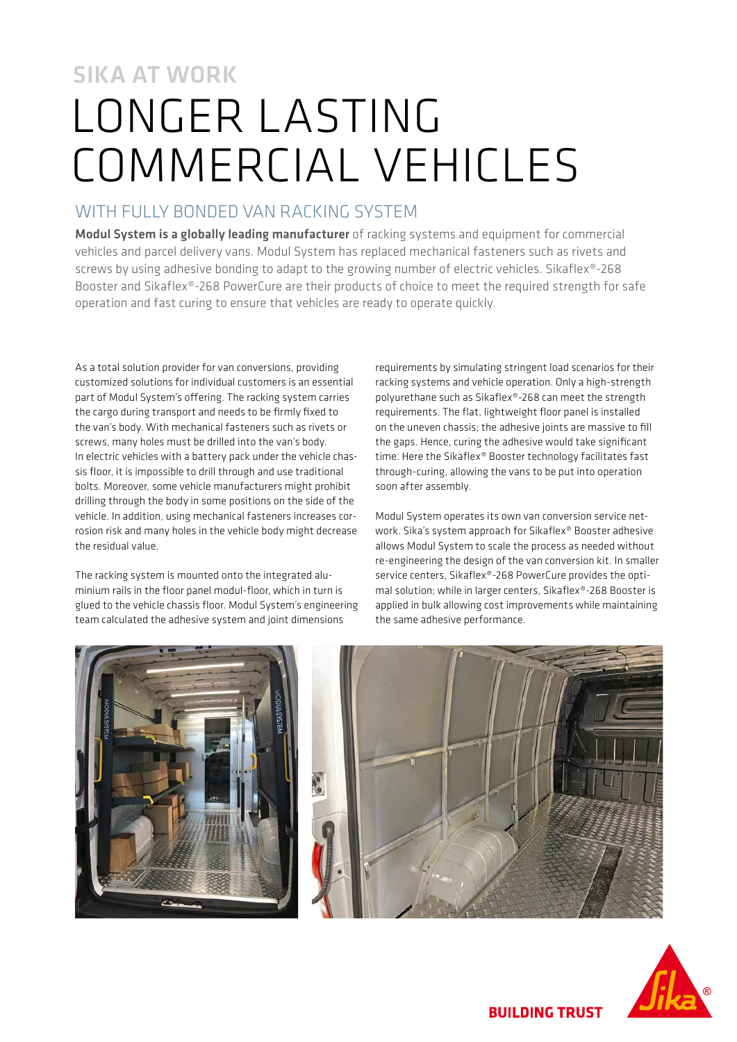## SIKA AT WORK

# LONGER LASTING COMMERCIAL VEHICLES

## WITH FULLY BONDED VAN RACKING SYSTEM

**Modul System is a globally leading manufacturer** of racking systems and equipment for commercial vehicles and parcel delivery vans. Modul System has replaced mechanical fasteners such as rivets and screws by using adhesive bonding to adapt to the growing number of electric vehicles. Sikaflex®-268 Booster and Sikaflex®-268 PowerCure are their products of choice to meet the required strength for safe operation and fast curing to ensure that vehicles are ready to operate quickly.

As a total solution provider for van conversions, providing customized solutions for individual customers is an essential part of Modul System's offering. The racking system carries the cargo during transport and needs to be firmly fixed to the van's body. With mechanical fasteners such as rivets or screws, many holes must be drilled into the van's body. In electric vehicles with a battery pack under the vehicle chassis floor, it is impossible to drill through and use traditional bolts. Moreover, some vehicle manufacturers might prohibit drilling through the body in some positions on the side of the vehicle. In addition, using mechanical fasteners increases corrosion risk and many holes in the vehicle body might decrease the residual value.

The racking system is mounted onto the integrated aluminium rails in the floor panel modul-floor, which in turn is glued to the vehicle chassis floor. Modul System's engineering team calculated the adhesive system and joint dimensions requirements by simulating stringent load scenarios for their racking systems and vehicle operation. Only a high-strength polyurethane such as Sikaflex®-268 can meet the strength requirements. The flat, lightweight floor panel is installed on the uneven chassis; the adhesive joints are massive to fill the gaps. Hence, curing the adhesive would take significant time. Here the Sikaflex® Booster technology facilitates fast through-curing, allowing the vans to be put into operation soon after assembly.

Modul System operates its own van conversion service network. Sika's system approach for Sikaflex® Booster adhesive allows Modul System to scale the process as needed without re-engineering the design of the van conversion kit. In smaller service centers, Sikaflex®-268 PowerCure provides the optimal solution; while in larger centers, Sikaflex®-268 Booster is applied in bulk allowing cost improvements while maintaining the same adhesive performance.

BUILDING TRUST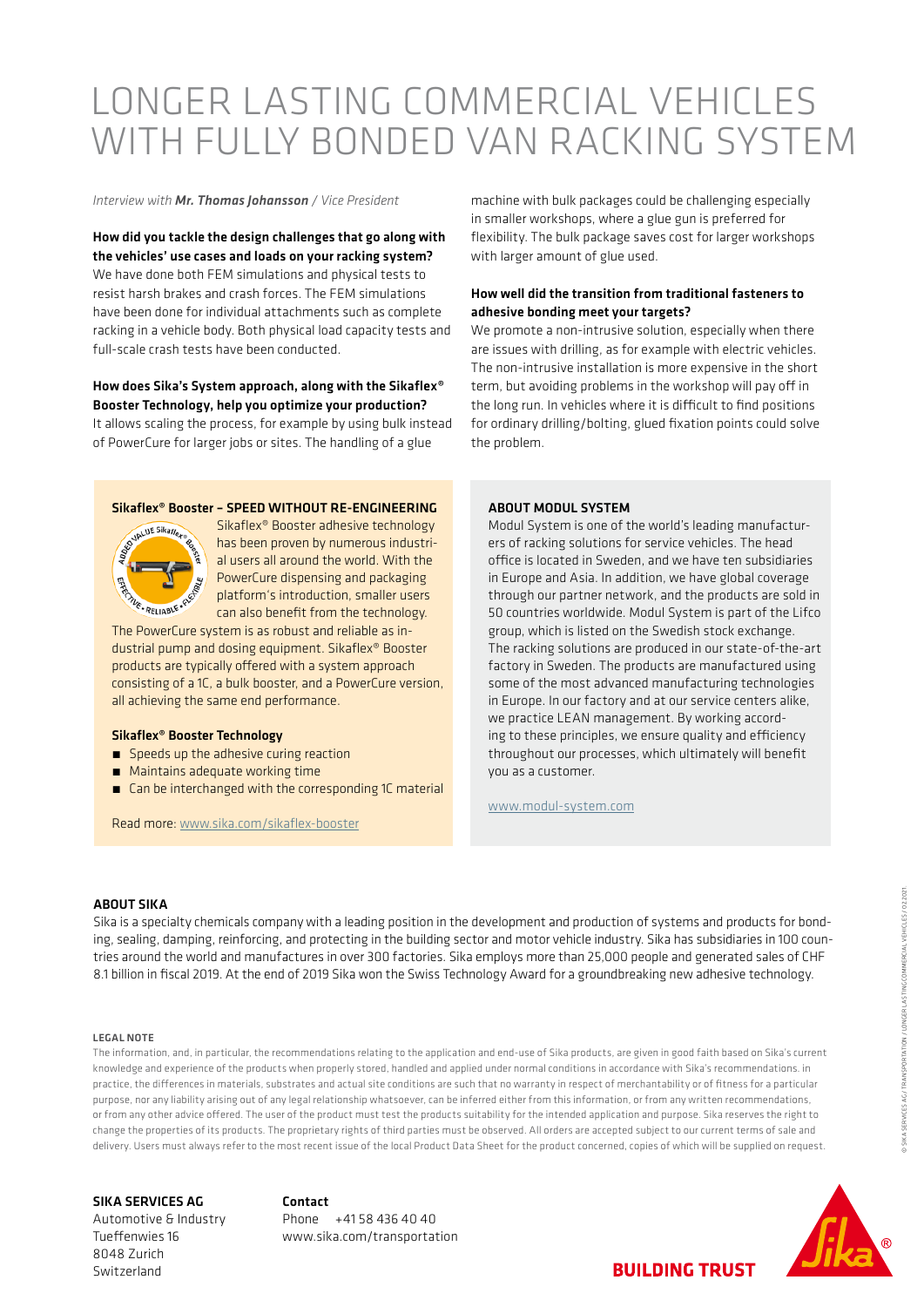# LONGER LASTING COMMERCIAL VEHICLES WITH FULLY BONDED VAN RACKING SYSTEM

*Interview with* ***Mr. Thomas Johansson*** */ Vice President*

**How did you tackle the design challenges that go along with the vehicles' use cases and loads on your racking system?**
We have done both FEM simulations and physical tests to resist harsh brakes and crash forces. The FEM simulations have been done for individual attachments such as complete racking in a vehicle body. Both physical load capacity tests and full-scale crash tests have been conducted.

**How does Sika's System approach, along with the Sikaflex® Booster Technology, help you optimize your production?**
It allows scaling the process, for example by using bulk instead of PowerCure for larger jobs or sites. The handling of a glue machine with bulk packages could be challenging especially in smaller workshops, where a glue gun is preferred for flexibility. The bulk package saves cost for larger workshops with larger amount of glue used.

**How well did the transition from traditional fasteners to adhesive bonding meet your targets?**
We promote a non-intrusive solution, especially when there are issues with drilling, as for example with electric vehicles. The non-intrusive installation is more expensive in the short term, but avoiding problems in the workshop will pay off in the long run. In vehicles where it is difficult to find positions for ordinary drilling/bolting, glued fixation points could solve the problem.

### Sikaflex® Booster – SPEED WITHOUT RE-ENGINEERING

Sikaflex® Booster adhesive technology has been proven by numerous industrial users all around the world. With the PowerCure dispensing and packaging platform's introduction, smaller users can also benefit from the technology.

The PowerCure system is as robust and reliable as industrial pump and dosing equipment. Sikaflex® Booster products are typically offered with a system approach consisting of a 1C, a bulk booster, and a PowerCure version, all achieving the same end performance.

### Sikaflex® Booster Technology

- Speeds up the adhesive curing reaction
- Maintains adequate working time
- Can be interchanged with the corresponding 1C material

Read more: www.sika.com/sikaflex-booster

### ABOUT MODUL SYSTEM

Modul System is one of the world's leading manufacturers of racking solutions for service vehicles. The head office is located in Sweden, and we have ten subsidiaries in Europe and Asia. In addition, we have global coverage through our partner network, and the products are sold in 50 countries worldwide. Modul System is part of the Lifco group, which is listed on the Swedish stock exchange. The racking solutions are produced in our state-of-the-art factory in Sweden. The products are manufactured using some of the most advanced manufacturing technologies in Europe. In our factory and at our service centers alike, we practice LEAN management. By working according to these principles, we ensure quality and efficiency throughout our processes, which ultimately will benefit you as a customer.

www.modul-system.com

### ABOUT SIKA

Sika is a specialty chemicals company with a leading position in the development and production of systems and products for bonding, sealing, damping, reinforcing, and protecting in the building sector and motor vehicle industry. Sika has subsidiaries in 100 countries around the world and manufactures in over 300 factories. Sika employs more than 25,000 people and generated sales of CHF 8.1 billion in fiscal 2019. At the end of 2019 Sika won the Swiss Technology Award for a groundbreaking new adhesive technology.

#### LEGAL NOTE

The information, and, in particular, the recommendations relating to the application and end-use of Sika products, are given in good faith based on Sika's current knowledge and experience of the products when properly stored, handled and applied under normal conditions in accordance with Sika's recommendations. in practice, the differences in materials, substrates and actual site conditions are such that no warranty in respect of merchantability or of fitness for a particular purpose, nor any liability arising out of any legal relationship whatsoever, can be inferred either from this information, or from any written recommendations, or from any other advice offered. The user of the product must test the products suitability for the intended application and purpose. Sika reserves the right to change the properties of its products. The proprietary rights of third parties must be observed. All orders are accepted subject to our current terms of sale and delivery. Users must always refer to the most recent issue of the local Product Data Sheet for the product concerned, copies of which will be supplied on request.

**SIKA SERVICES AG**
Automotive & Industry
Tueffenwies 16
8048 Zurich
Switzerland

**Contact**
Phone +41 58 436 40 40
www.sika.com/transportation

**BUILDING TRUST**

© SIKA SERVICES AG / TRANSPORTATION / LONGER LASTING COMMERCIAL VEHICLES / 02.2021